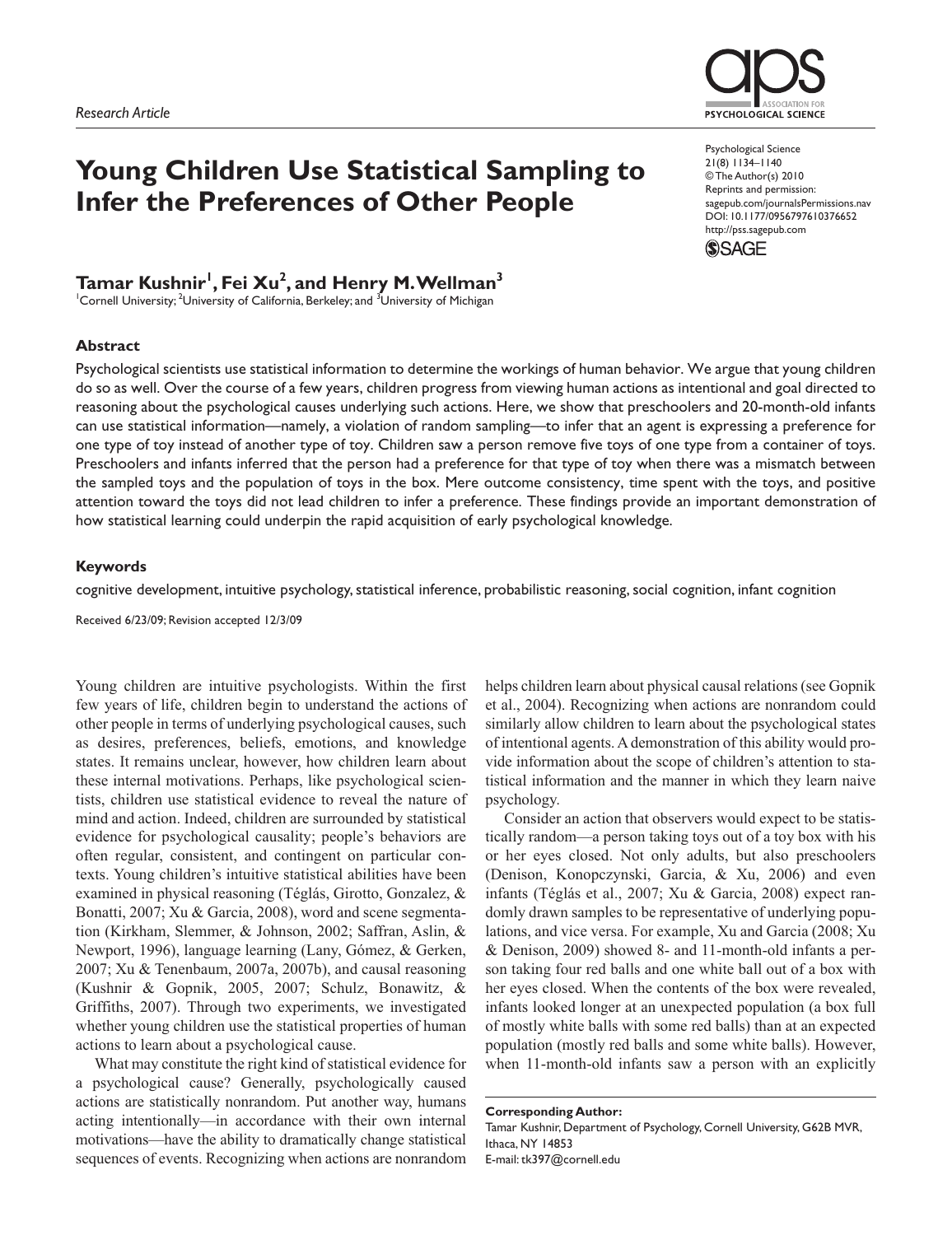*Research Article*

# Young Children Use Statistical Sampling to Infer the Preferences of Other People

**Tamar Kushnir[1], Fei Xu[2], and Henry M. Wellman[3]**

[1]Cornell University; [2]University of California, Berkeley; and [3]University of Michigan

Psychological Science
21(8) 1134–1140
© The Author(s) 2010
Reprints and permission: sagepub.com/journalsPermissions.nav
DOI: 10.1177/0956797610376652
http://pss.sagepub.com

## Abstract

Psychological scientists use statistical information to determine the workings of human behavior. We argue that young children do so as well. Over the course of a few years, children progress from viewing human actions as intentional and goal directed to reasoning about the psychological causes underlying such actions. Here, we show that preschoolers and 20-month-old infants can use statistical information—namely, a violation of random sampling—to infer that an agent is expressing a preference for one type of toy instead of another type of toy. Children saw a person remove five toys of one type from a container of toys. Preschoolers and infants inferred that the person had a preference for that type of toy when there was a mismatch between the sampled toys and the population of toys in the box. Mere outcome consistency, time spent with the toys, and positive attention toward the toys did not lead children to infer a preference. These findings provide an important demonstration of how statistical learning could underpin the rapid acquisition of early psychological knowledge.

## Keywords

cognitive development, intuitive psychology, statistical inference, probabilistic reasoning, social cognition, infant cognition

Received 6/23/09; Revision accepted 12/3/09

Young children are intuitive psychologists. Within the first few years of life, children begin to understand the actions of other people in terms of underlying psychological causes, such as desires, preferences, beliefs, emotions, and knowledge states. It remains unclear, however, how children learn about these internal motivations. Perhaps, like psychological scientists, children use statistical evidence to reveal the nature of mind and action. Indeed, children are surrounded by statistical evidence for psychological causality; people's behaviors are often regular, consistent, and contingent on particular contexts. Young children's intuitive statistical abilities have been examined in physical reasoning (Téglás, Girotto, Gonzalez, & Bonatti, 2007; Xu & Garcia, 2008), word and scene segmentation (Kirkham, Slemmer, & Johnson, 2002; Saffran, Aslin, & Newport, 1996), language learning (Lany, Gómez, & Gerken, 2007; Xu & Tenenbaum, 2007a, 2007b), and causal reasoning (Kushnir & Gopnik, 2005, 2007; Schulz, Bonawitz, & Griffiths, 2007). Through two experiments, we investigated whether young children use the statistical properties of human actions to learn about a psychological cause.

What may constitute the right kind of statistical evidence for a psychological cause? Generally, psychologically caused actions are statistically nonrandom. Put another way, humans acting intentionally—in accordance with their own internal motivations—have the ability to dramatically change statistical sequences of events. Recognizing when actions are nonrandom helps children learn about physical causal relations (see Gopnik et al., 2004). Recognizing when actions are nonrandom could similarly allow children to learn about the psychological states of intentional agents. A demonstration of this ability would provide information about the scope of children's attention to statistical information and the manner in which they learn naive psychology.

Consider an action that observers would expect to be statistically random—a person taking toys out of a toy box with his or her eyes closed. Not only adults, but also preschoolers (Denison, Konopczynski, Garcia, & Xu, 2006) and even infants (Téglás et al., 2007; Xu & Garcia, 2008) expect randomly drawn samples to be representative of underlying populations, and vice versa. For example, Xu and Garcia (2008; Xu & Denison, 2009) showed 8- and 11-month-old infants a person taking four red balls and one white ball out of a box with her eyes closed. When the contents of the box were revealed, infants looked longer at an unexpected population (a box full of mostly white balls with some red balls) than at an expected population (mostly red balls and some white balls). However, when 11-month-old infants saw a person with an explicitly

**Corresponding Author:**
Tamar Kushnir, Department of Psychology, Cornell University, G62B MVR, Ithaca, NY 14853
E-mail: tk397@cornell.edu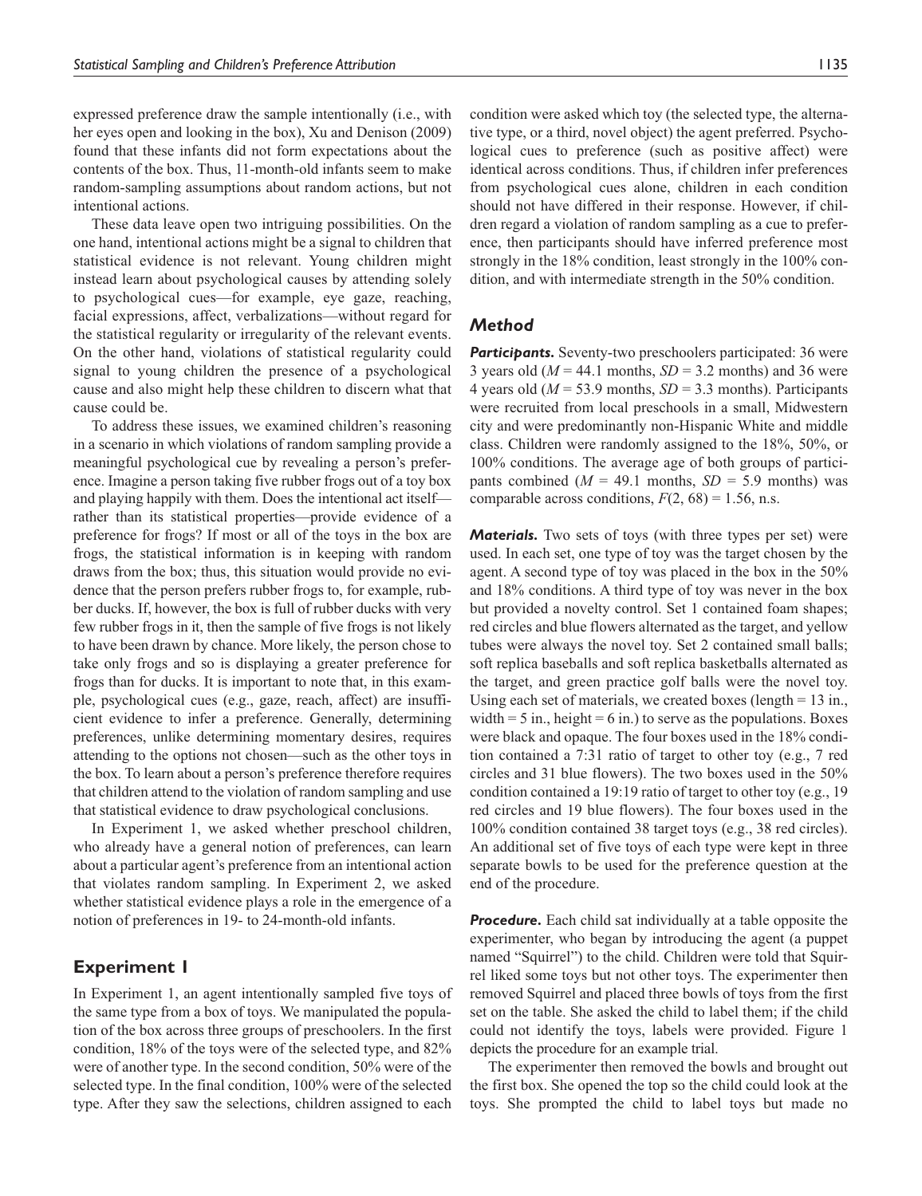expressed preference draw the sample intentionally (i.e., with her eyes open and looking in the box), Xu and Denison (2009) found that these infants did not form expectations about the contents of the box. Thus, 11-month-old infants seem to make random-sampling assumptions about random actions, but not intentional actions.

These data leave open two intriguing possibilities. On the one hand, intentional actions might be a signal to children that statistical evidence is not relevant. Young children might instead learn about psychological causes by attending solely to psychological cues—for example, eye gaze, reaching, facial expressions, affect, verbalizations—without regard for the statistical regularity or irregularity of the relevant events. On the other hand, violations of statistical regularity could signal to young children the presence of a psychological cause and also might help these children to discern what that cause could be.

To address these issues, we examined children's reasoning in a scenario in which violations of random sampling provide a meaningful psychological cue by revealing a person's preference. Imagine a person taking five rubber frogs out of a toy box and playing happily with them. Does the intentional act itself—rather than its statistical properties—provide evidence of a preference for frogs? If most or all of the toys in the box are frogs, the statistical information is in keeping with random draws from the box; thus, this situation would provide no evidence that the person prefers rubber frogs to, for example, rubber ducks. If, however, the box is full of rubber ducks with very few rubber frogs in it, then the sample of five frogs is not likely to have been drawn by chance. More likely, the person chose to take only frogs and so is displaying a greater preference for frogs than for ducks. It is important to note that, in this example, psychological cues (e.g., gaze, reach, affect) are insufficient evidence to infer a preference. Generally, determining preferences, unlike determining momentary desires, requires attending to the options not chosen—such as the other toys in the box. To learn about a person's preference therefore requires that children attend to the violation of random sampling and use that statistical evidence to draw psychological conclusions.

In Experiment 1, we asked whether preschool children, who already have a general notion of preferences, can learn about a particular agent's preference from an intentional action that violates random sampling. In Experiment 2, we asked whether statistical evidence plays a role in the emergence of a notion of preferences in 19- to 24-month-old infants.

## Experiment 1

In Experiment 1, an agent intentionally sampled five toys of the same type from a box of toys. We manipulated the population of the box across three groups of preschoolers. In the first condition, 18% of the toys were of the selected type, and 82% were of another type. In the second condition, 50% were of the selected type. In the final condition, 100% were of the selected type. After they saw the selections, children assigned to each condition were asked which toy (the selected type, the alternative type, or a third, novel object) the agent preferred. Psychological cues to preference (such as positive affect) were identical across conditions. Thus, if children infer preferences from psychological cues alone, children in each condition should not have differed in their response. However, if children regard a violation of random sampling as a cue to preference, then participants should have inferred preference most strongly in the 18% condition, least strongly in the 100% condition, and with intermediate strength in the 50% condition.

### Method

***Participants.*** Seventy-two preschoolers participated: 36 were 3 years old ($M$ = 44.1 months, $SD$ = 3.2 months) and 36 were 4 years old ($M$ = 53.9 months, $SD$ = 3.3 months). Participants were recruited from local preschools in a small, Midwestern city and were predominantly non-Hispanic White and middle class. Children were randomly assigned to the 18%, 50%, or 100% conditions. The average age of both groups of participants combined ($M$ = 49.1 months, $SD$ = 5.9 months) was comparable across conditions, $F(2, 68) = 1.56$, n.s.

***Materials.*** Two sets of toys (with three types per set) were used. In each set, one type of toy was the target chosen by the agent. A second type of toy was placed in the box in the 50% and 18% conditions. A third type of toy was never in the box but provided a novelty control. Set 1 contained foam shapes; red circles and blue flowers alternated as the target, and yellow tubes were always the novel toy. Set 2 contained small balls; soft replica baseballs and soft replica basketballs alternated as the target, and green practice golf balls were the novel toy. Using each set of materials, we created boxes (length = 13 in., width = 5 in., height = 6 in.) to serve as the populations. Boxes were black and opaque. The four boxes used in the 18% condition contained a 7:31 ratio of target to other toy (e.g., 7 red circles and 31 blue flowers). The two boxes used in the 50% condition contained a 19:19 ratio of target to other toy (e.g., 19 red circles and 19 blue flowers). The four boxes used in the 100% condition contained 38 target toys (e.g., 38 red circles). An additional set of five toys of each type were kept in three separate bowls to be used for the preference question at the end of the procedure.

***Procedure.*** Each child sat individually at a table opposite the experimenter, who began by introducing the agent (a puppet named "Squirrel") to the child. Children were told that Squirrel liked some toys but not other toys. The experimenter then removed Squirrel and placed three bowls of toys from the first set on the table. She asked the child to label them; if the child could not identify the toys, labels were provided. Figure 1 depicts the procedure for an example trial.

The experimenter then removed the bowls and brought out the first box. She opened the top so the child could look at the toys. She prompted the child to label toys but made no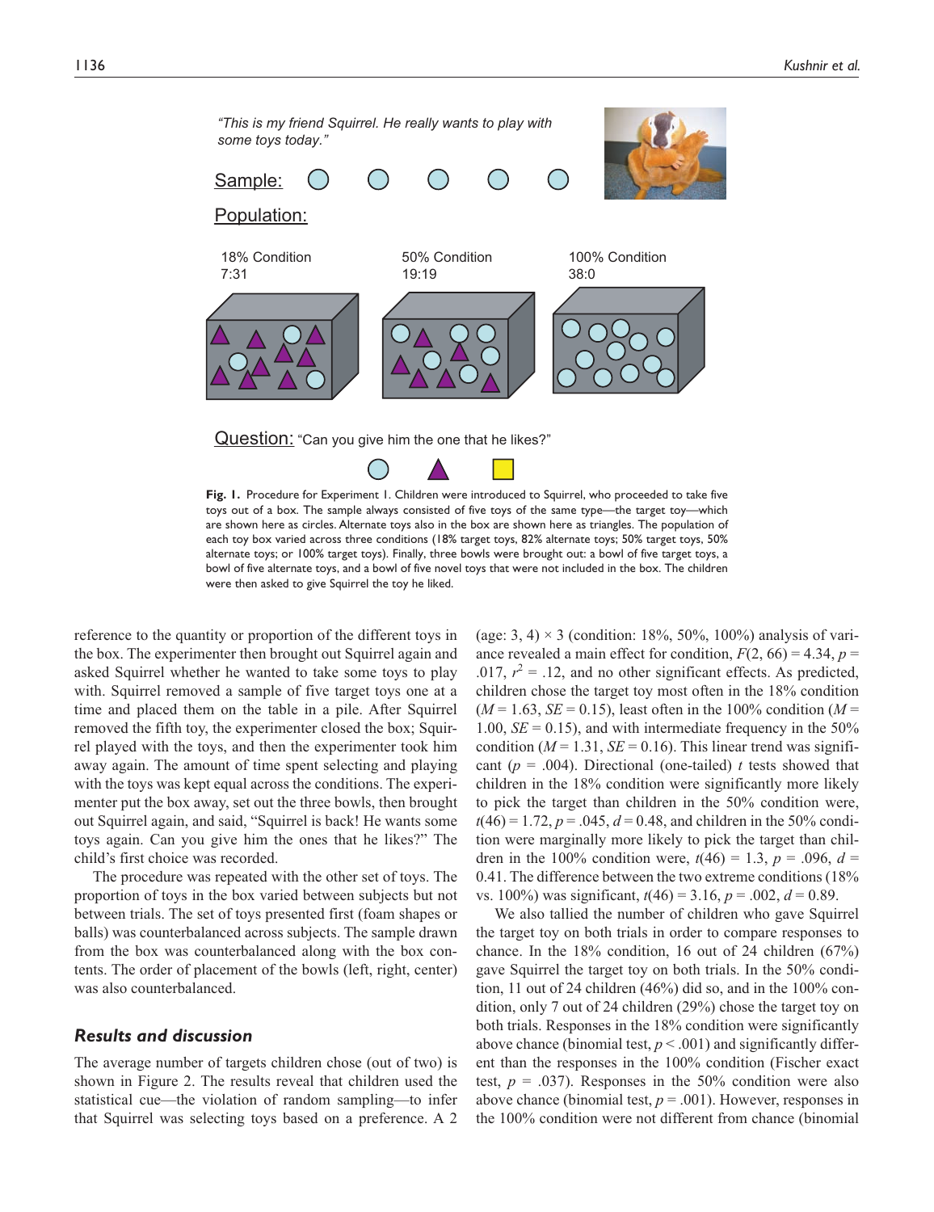"This is my friend Squirrel. He really wants to play with some toys today."

Sample:

Population:

18% Condition 7:31

50% Condition 19:19

100% Condition 38:0

Question: "Can you give him the one that he likes?"

**Fig. 1.** Procedure for Experiment 1. Children were introduced to Squirrel, who proceeded to take five toys out of a box. The sample always consisted of five toys of the same type—the target toy—which are shown here as circles. Alternate toys also in the box are shown here as triangles. The population of each toy box varied across three conditions (18% target toys, 82% alternate toys; 50% target toys, 50% alternate toys; or 100% target toys). Finally, three bowls were brought out: a bowl of five target toys, a bowl of five alternate toys, and a bowl of five novel toys that were not included in the box. The children were then asked to give Squirrel the toy he liked.

reference to the quantity or proportion of the different toys in the box. The experimenter then brought out Squirrel again and asked Squirrel whether he wanted to take some toys to play with. Squirrel removed a sample of five target toys one at a time and placed them on the table in a pile. After Squirrel removed the fifth toy, the experimenter closed the box; Squirrel played with the toys, and then the experimenter took him away again. The amount of time spent selecting and playing with the toys was kept equal across the conditions. The experimenter put the box away, set out the three bowls, then brought out Squirrel again, and said, "Squirrel is back! He wants some toys again. Can you give him the ones that he likes?" The child's first choice was recorded.

The procedure was repeated with the other set of toys. The proportion of toys in the box varied between subjects but not between trials. The set of toys presented first (foam shapes or balls) was counterbalanced across subjects. The sample drawn from the box was counterbalanced along with the box contents. The order of placement of the bowls (left, right, center) was also counterbalanced.

### *Results and discussion*

The average number of targets children chose (out of two) is shown in Figure 2. The results reveal that children used the statistical cue—the violation of random sampling—to infer that Squirrel was selecting toys based on a preference. A 2 (age: 3, 4) × 3 (condition: 18%, 50%, 100%) analysis of variance revealed a main effect for condition, $F(2, 66) = 4.34$, $p = .017$, $r^2 = .12$, and no other significant effects. As predicted, children chose the target toy most often in the 18% condition ($M = 1.63$, $SE = 0.15$), least often in the 100% condition ($M = 1.00$, $SE = 0.15$), and with intermediate frequency in the 50% condition ($M = 1.31$, $SE = 0.16$). This linear trend was significant ($p = .004$). Directional (one-tailed) $t$ tests showed that children in the 18% condition were significantly more likely to pick the target than children in the 50% condition were, $t(46) = 1.72$, $p = .045$, $d = 0.48$, and children in the 50% condition were marginally more likely to pick the target than children in the 100% condition were, $t(46) = 1.3$, $p = .096$, $d = 0.41$. The difference between the two extreme conditions (18% vs. 100%) was significant, $t(46) = 3.16$, $p = .002$, $d = 0.89$.

We also tallied the number of children who gave Squirrel the target toy on both trials in order to compare responses to chance. In the 18% condition, 16 out of 24 children (67%) gave Squirrel the target toy on both trials. In the 50% condition, 11 out of 24 children (46%) did so, and in the 100% condition, only 7 out of 24 children (29%) chose the target toy on both trials. Responses in the 18% condition were significantly above chance (binomial test, $p < .001$) and significantly different than the responses in the 100% condition (Fischer exact test, $p = .037$). Responses in the 50% condition were also above chance (binomial test, $p = .001$). However, responses in the 100% condition were not different from chance (binomial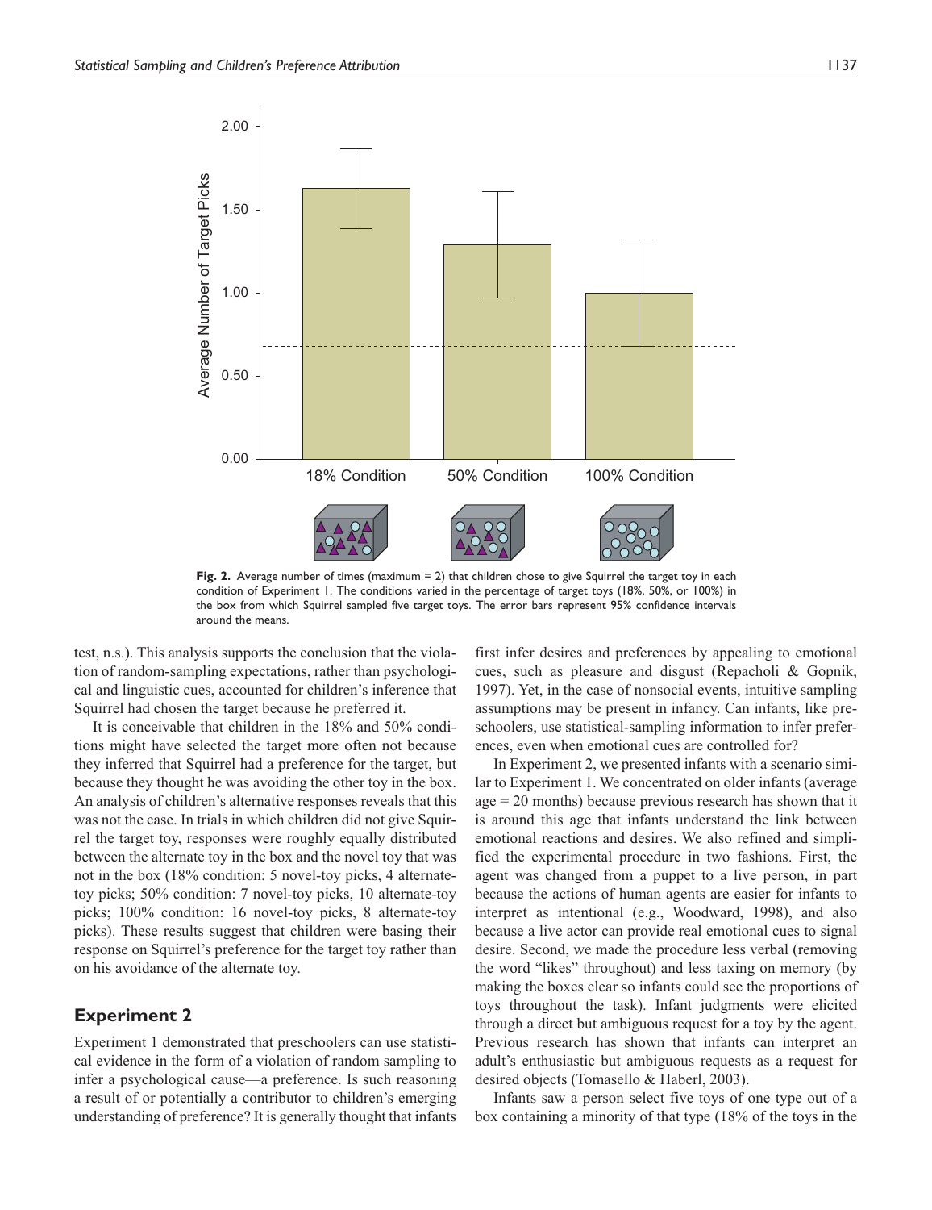Fig. 2. Average number of times (maximum = 2) that children chose to give Squirrel the target toy in each condition of Experiment 1. The conditions varied in the percentage of target toys (18%, 50%, or 100%) in the box from which Squirrel sampled five target toys. The error bars represent 95% confidence intervals around the means.

test, n.s.). This analysis supports the conclusion that the violation of random-sampling expectations, rather than psychological and linguistic cues, accounted for children's inference that Squirrel had chosen the target because he preferred it.

It is conceivable that children in the 18% and 50% conditions might have selected the target more often not because they inferred that Squirrel had a preference for the target, but because they thought he was avoiding the other toy in the box. An analysis of children's alternative responses reveals that this was not the case. In trials in which children did not give Squirrel the target toy, responses were roughly equally distributed between the alternate toy in the box and the novel toy that was not in the box (18% condition: 5 novel-toy picks, 4 alternate-toy picks; 50% condition: 7 novel-toy picks, 10 alternate-toy picks; 100% condition: 16 novel-toy picks, 8 alternate-toy picks). These results suggest that children were basing their response on Squirrel's preference for the target toy rather than on his avoidance of the alternate toy.

## Experiment 2

Experiment 1 demonstrated that preschoolers can use statistical evidence in the form of a violation of random sampling to infer a psychological cause—a preference. Is such reasoning a result of or potentially a contributor to children's emerging understanding of preference? It is generally thought that infants first infer desires and preferences by appealing to emotional cues, such as pleasure and disgust (Repacholi & Gopnik, 1997). Yet, in the case of nonsocial events, intuitive sampling assumptions may be present in infancy. Can infants, like preschoolers, use statistical-sampling information to infer preferences, even when emotional cues are controlled for?

In Experiment 2, we presented infants with a scenario similar to Experiment 1. We concentrated on older infants (average age = 20 months) because previous research has shown that it is around this age that infants understand the link between emotional reactions and desires. We also refined and simplified the experimental procedure in two fashions. First, the agent was changed from a puppet to a live person, in part because the actions of human agents are easier for infants to interpret as intentional (e.g., Woodward, 1998), and also because a live actor can provide real emotional cues to signal desire. Second, we made the procedure less verbal (removing the word "likes" throughout) and less taxing on memory (by making the boxes clear so infants could see the proportions of toys throughout the task). Infant judgments were elicited through a direct but ambiguous request for a toy by the agent. Previous research has shown that infants can interpret an adult's enthusiastic but ambiguous requests as a request for desired objects (Tomasello & Haberl, 2003).

Infants saw a person select five toys of one type out of a box containing a minority of that type (18% of the toys in the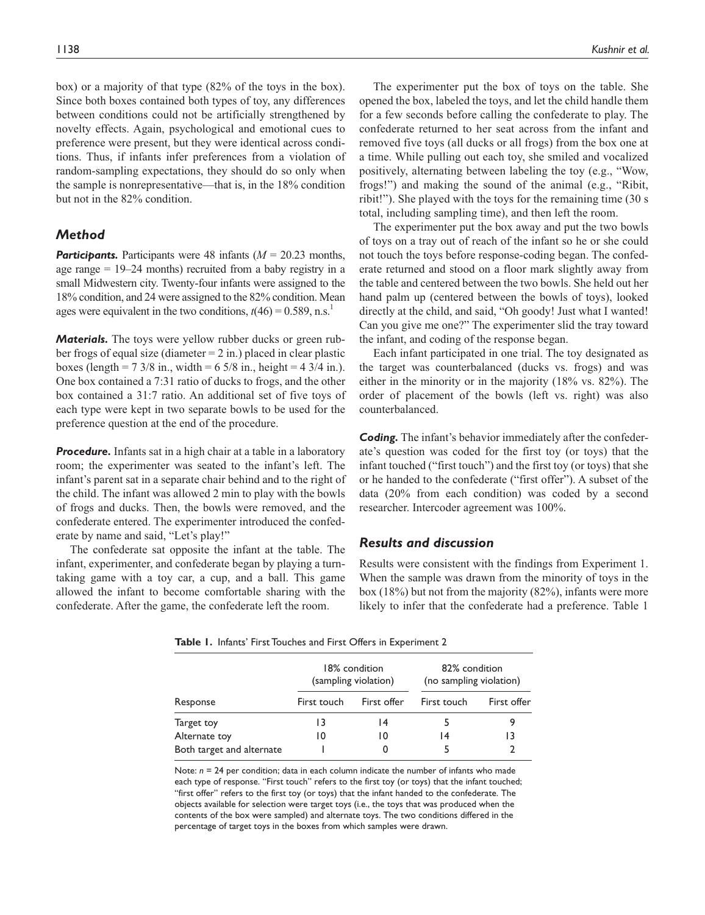box) or a majority of that type (82% of the toys in the box). Since both boxes contained both types of toy, any differences between conditions could not be artificially strengthened by novelty effects. Again, psychological and emotional cues to preference were present, but they were identical across conditions. Thus, if infants infer preferences from a violation of random-sampling expectations, they should do so only when the sample is nonrepresentative—that is, in the 18% condition but not in the 82% condition.

## Method

***Participants.*** Participants were 48 infants ($M$ = 20.23 months, age range = 19–24 months) recruited from a baby registry in a small Midwestern city. Twenty-four infants were assigned to the 18% condition, and 24 were assigned to the 82% condition. Mean ages were equivalent in the two conditions, $t(46) = 0.589$, n.s.[1]

***Materials.*** The toys were yellow rubber ducks or green rubber frogs of equal size (diameter = 2 in.) placed in clear plastic boxes (length = 7 3/8 in., width = 6 5/8 in., height = 4 3/4 in.). One box contained a 7:31 ratio of ducks to frogs, and the other box contained a 31:7 ratio. An additional set of five toys of each type were kept in two separate bowls to be used for the preference question at the end of the procedure.

***Procedure.*** Infants sat in a high chair at a table in a laboratory room; the experimenter was seated to the infant's left. The infant's parent sat in a separate chair behind and to the right of the child. The infant was allowed 2 min to play with the bowls of frogs and ducks. Then, the bowls were removed, and the confederate entered. The experimenter introduced the confederate by name and said, "Let's play!"

The confederate sat opposite the infant at the table. The infant, experimenter, and confederate began by playing a turn-taking game with a toy car, a cup, and a ball. This game allowed the infant to become comfortable sharing with the confederate. After the game, the confederate left the room.

The experimenter put the box of toys on the table. She opened the box, labeled the toys, and let the child handle them for a few seconds before calling the confederate to play. The confederate returned to her seat across from the infant and removed five toys (all ducks or all frogs) from the box one at a time. While pulling out each toy, she smiled and vocalized positively, alternating between labeling the toy (e.g., "Wow, frogs!") and making the sound of the animal (e.g., "Ribit, ribit!"). She played with the toys for the remaining time (30 s total, including sampling time), and then left the room.

The experimenter put the box away and put the two bowls of toys on a tray out of reach of the infant so he or she could not touch the toys before response-coding began. The confederate returned and stood on a floor mark slightly away from the table and centered between the two bowls. She held out her hand palm up (centered between the bowls of toys), looked directly at the child, and said, "Oh goody! Just what I wanted! Can you give me one?" The experimenter slid the tray toward the infant, and coding of the response began.

Each infant participated in one trial. The toy designated as the target was counterbalanced (ducks vs. frogs) and was either in the minority or in the majority (18% vs. 82%). The order of placement of the bowls (left vs. right) was also counterbalanced.

***Coding.*** The infant's behavior immediately after the confederate's question was coded for the first toy (or toys) that the infant touched ("first touch") and the first toy (or toys) that she or he handed to the confederate ("first offer"). A subset of the data (20% from each condition) was coded by a second researcher. Intercoder agreement was 100%.

## Results and discussion

Results were consistent with the findings from Experiment 1. When the sample was drawn from the minority of toys in the box (18%) but not from the majority (82%), infants were more likely to infer that the confederate had a preference. Table 1

**Table 1.** Infants' First Touches and First Offers in Experiment 2

| | 18% condition (sampling violation) | | 82% condition (no sampling violation) | |
|---|---|---|---|---|
| Response | First touch | First offer | First touch | First offer |
| Target toy | 13 | 14 | 5 | 9 |
| Alternate toy | 10 | 10 | 14 | 13 |
| Both target and alternate | 1 | 0 | 5 | 2 |

Note: $n$ = 24 per condition; data in each column indicate the number of infants who made each type of response. "First touch" refers to the first toy (or toys) that the infant touched; "first offer" refers to the first toy (or toys) that the infant handed to the confederate. The objects available for selection were target toys (i.e., the toys that was produced when the contents of the box were sampled) and alternate toys. The two conditions differed in the percentage of target toys in the boxes from which samples were drawn.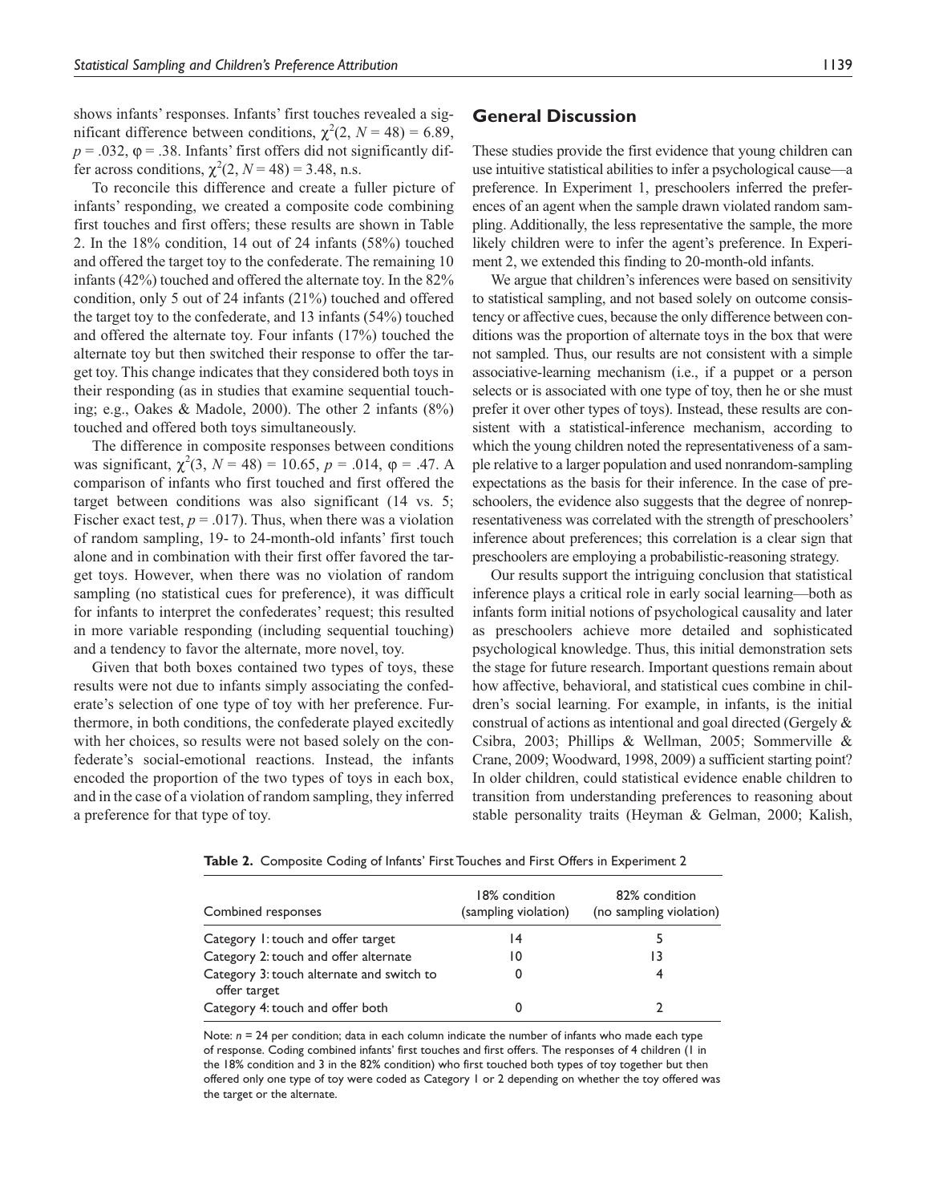shows infants' responses. Infants' first touches revealed a significant difference between conditions, $\chi^2(2, N = 48) = 6.89$, $p = .032$, $\varphi = .38$. Infants' first offers did not significantly differ across conditions, $\chi^2(2, N = 48) = 3.48$, n.s.

To reconcile this difference and create a fuller picture of infants' responding, we created a composite code combining first touches and first offers; these results are shown in Table 2. In the 18% condition, 14 out of 24 infants (58%) touched and offered the target toy to the confederate. The remaining 10 infants (42%) touched and offered the alternate toy. In the 82% condition, only 5 out of 24 infants (21%) touched and offered the target toy to the confederate, and 13 infants (54%) touched and offered the alternate toy. Four infants (17%) touched the alternate toy but then switched their response to offer the target toy. This change indicates that they considered both toys in their responding (as in studies that examine sequential touching; e.g., Oakes & Madole, 2000). The other 2 infants (8%) touched and offered both toys simultaneously.

The difference in composite responses between conditions was significant, $\chi^2(3, N = 48) = 10.65$, $p = .014$, $\varphi = .47$. A comparison of infants who first touched and first offered the target between conditions was also significant (14 vs. 5; Fischer exact test, $p = .017$). Thus, when there was a violation of random sampling, 19- to 24-month-old infants' first touch alone and in combination with their first offer favored the target toys. However, when there was no violation of random sampling (no statistical cues for preference), it was difficult for infants to interpret the confederates' request; this resulted in more variable responding (including sequential touching) and a tendency to favor the alternate, more novel, toy.

Given that both boxes contained two types of toys, these results were not due to infants simply associating the confederate's selection of one type of toy with her preference. Furthermore, in both conditions, the confederate played excitedly with her choices, so results were not based solely on the confederate's social-emotional reactions. Instead, the infants encoded the proportion of the two types of toys in each box, and in the case of a violation of random sampling, they inferred a preference for that type of toy.

## General Discussion

These studies provide the first evidence that young children can use intuitive statistical abilities to infer a psychological cause—a preference. In Experiment 1, preschoolers inferred the preferences of an agent when the sample drawn violated random sampling. Additionally, the less representative the sample, the more likely children were to infer the agent's preference. In Experiment 2, we extended this finding to 20-month-old infants.

We argue that children's inferences were based on sensitivity to statistical sampling, and not based solely on outcome consistency or affective cues, because the only difference between conditions was the proportion of alternate toys in the box that were not sampled. Thus, our results are not consistent with a simple associative-learning mechanism (i.e., if a puppet or a person selects or is associated with one type of toy, then he or she must prefer it over other types of toys). Instead, these results are consistent with a statistical-inference mechanism, according to which the young children noted the representativeness of a sample relative to a larger population and used nonrandom-sampling expectations as the basis for their inference. In the case of preschoolers, the evidence also suggests that the degree of nonrepresentativeness was correlated with the strength of preschoolers' inference about preferences; this correlation is a clear sign that preschoolers are employing a probabilistic-reasoning strategy.

Our results support the intriguing conclusion that statistical inference plays a critical role in early social learning—both as infants form initial notions of psychological causality and later as preschoolers achieve more detailed and sophisticated psychological knowledge. Thus, this initial demonstration sets the stage for future research. Important questions remain about how affective, behavioral, and statistical cues combine in children's social learning. For example, in infants, is the initial construal of actions as intentional and goal directed (Gergely & Csibra, 2003; Phillips & Wellman, 2005; Sommerville & Crane, 2009; Woodward, 1998, 2009) a sufficient starting point? In older children, could statistical evidence enable children to transition from understanding preferences to reasoning about stable personality traits (Heyman & Gelman, 2000; Kalish,

**Table 2.** Composite Coding of Infants' First Touches and First Offers in Experiment 2

| Combined responses | 18% condition (sampling violation) | 82% condition (no sampling violation) |
|---|---|---|
| Category 1: touch and offer target | 14 | 5 |
| Category 2: touch and offer alternate | 10 | 13 |
| Category 3: touch alternate and switch to offer target | 0 | 4 |
| Category 4: touch and offer both | 0 | 2 |

Note: $n = 24$ per condition; data in each column indicate the number of infants who made each type of response. Coding combined infants' first touches and first offers. The responses of 4 children (1 in the 18% condition and 3 in the 82% condition) who first touched both types of toy together but then offered only one type of toy were coded as Category 1 or 2 depending on whether the toy offered was the target or the alternate.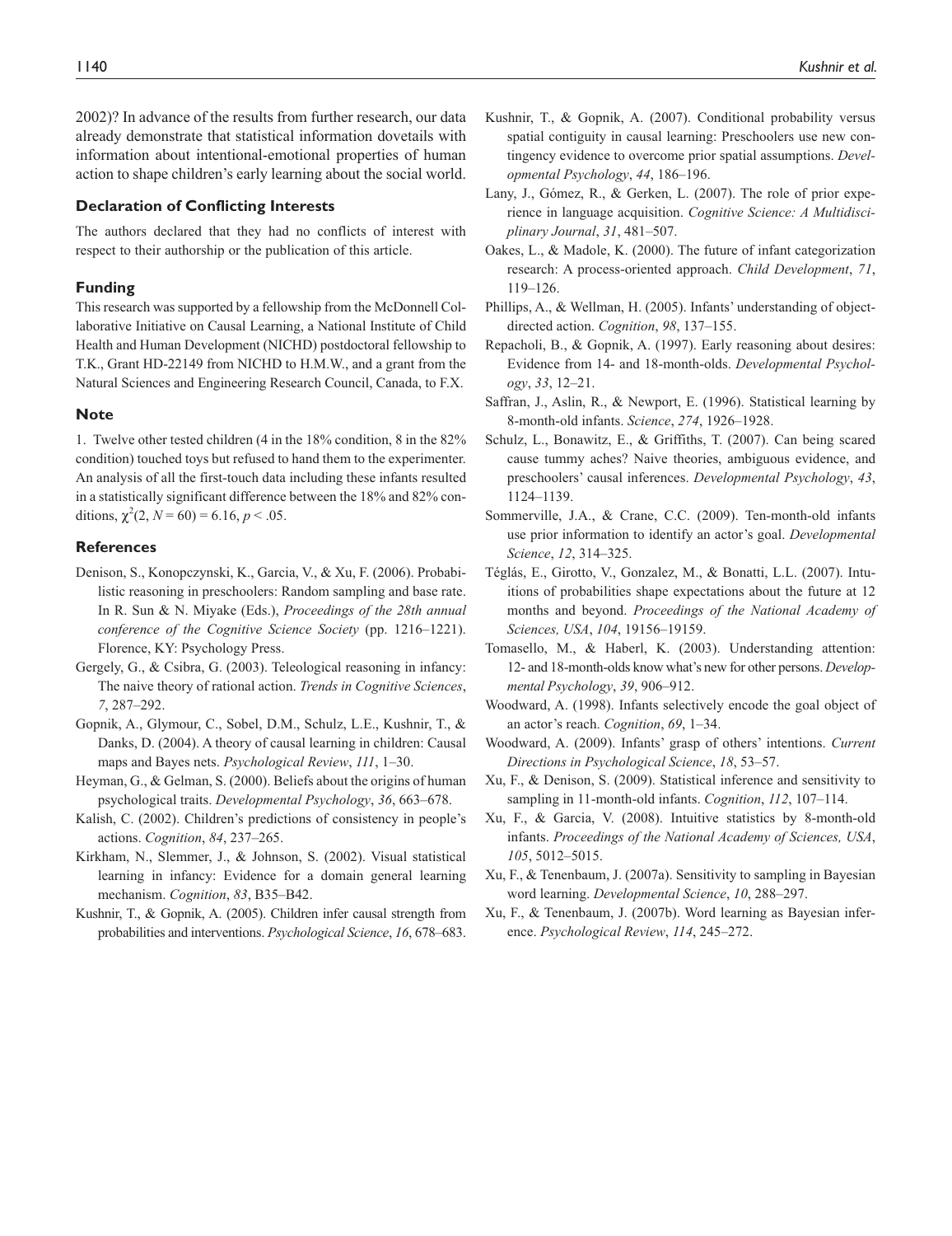2002)? In advance of the results from further research, our data already demonstrate that statistical information dovetails with information about intentional-emotional properties of human action to shape children's early learning about the social world.

### Declaration of Conflicting Interests

The authors declared that they had no conflicts of interest with respect to their authorship or the publication of this article.

### Funding

This research was supported by a fellowship from the McDonnell Collaborative Initiative on Causal Learning, a National Institute of Child Health and Human Development (NICHD) postdoctoral fellowship to T.K., Grant HD-22149 from NICHD to H.M.W., and a grant from the Natural Sciences and Engineering Research Council, Canada, to F.X.

### Note

1. Twelve other tested children (4 in the 18% condition, 8 in the 82% condition) touched toys but refused to hand them to the experimenter. An analysis of all the first-touch data including these infants resulted in a statistically significant difference between the 18% and 82% conditions, $\chi^2(2, N = 60) = 6.16, p < .05$.

### References

Denison, S., Konopczynski, K., Garcia, V., & Xu, F. (2006). Probabilistic reasoning in preschoolers: Random sampling and base rate. In R. Sun & N. Miyake (Eds.), *Proceedings of the 28th annual conference of the Cognitive Science Society* (pp. 1216–1221). Florence, KY: Psychology Press.

Gergely, G., & Csibra, G. (2003). Teleological reasoning in infancy: The naive theory of rational action. *Trends in Cognitive Sciences*, *7*, 287–292.

Gopnik, A., Glymour, C., Sobel, D.M., Schulz, L.E., Kushnir, T., & Danks, D. (2004). A theory of causal learning in children: Causal maps and Bayes nets. *Psychological Review*, *111*, 1–30.

Heyman, G., & Gelman, S. (2000). Beliefs about the origins of human psychological traits. *Developmental Psychology*, *36*, 663–678.

Kalish, C. (2002). Children's predictions of consistency in people's actions. *Cognition*, *84*, 237–265.

Kirkham, N., Slemmer, J., & Johnson, S. (2002). Visual statistical learning in infancy: Evidence for a domain general learning mechanism. *Cognition*, *83*, B35–B42.

Kushnir, T., & Gopnik, A. (2005). Children infer causal strength from probabilities and interventions. *Psychological Science*, *16*, 678–683.

Kushnir, T., & Gopnik, A. (2007). Conditional probability versus spatial contiguity in causal learning: Preschoolers use new contingency evidence to overcome prior spatial assumptions. *Developmental Psychology*, *44*, 186–196.

Lany, J., Gómez, R., & Gerken, L. (2007). The role of prior experience in language acquisition. *Cognitive Science: A Multidisciplinary Journal*, *31*, 481–507.

Oakes, L., & Madole, K. (2000). The future of infant categorization research: A process-oriented approach. *Child Development*, *71*, 119–126.

Phillips, A., & Wellman, H. (2005). Infants' understanding of object-directed action. *Cognition*, *98*, 137–155.

Repacholi, B., & Gopnik, A. (1997). Early reasoning about desires: Evidence from 14- and 18-month-olds. *Developmental Psychology*, *33*, 12–21.

Saffran, J., Aslin, R., & Newport, E. (1996). Statistical learning by 8-month-old infants. *Science*, *274*, 1926–1928.

Schulz, L., Bonawitz, E., & Griffiths, T. (2007). Can being scared cause tummy aches? Naive theories, ambiguous evidence, and preschoolers' causal inferences. *Developmental Psychology*, *43*, 1124–1139.

Sommerville, J.A., & Crane, C.C. (2009). Ten-month-old infants use prior information to identify an actor's goal. *Developmental Science*, *12*, 314–325.

Téglás, E., Girotto, V., Gonzalez, M., & Bonatti, L.L. (2007). Intuitions of probabilities shape expectations about the future at 12 months and beyond. *Proceedings of the National Academy of Sciences, USA*, *104*, 19156–19159.

Tomasello, M., & Haberl, K. (2003). Understanding attention: 12- and 18-month-olds know what's new for other persons. *Developmental Psychology*, *39*, 906–912.

Woodward, A. (1998). Infants selectively encode the goal object of an actor's reach. *Cognition*, *69*, 1–34.

Woodward, A. (2009). Infants' grasp of others' intentions. *Current Directions in Psychological Science*, *18*, 53–57.

Xu, F., & Denison, S. (2009). Statistical inference and sensitivity to sampling in 11-month-old infants. *Cognition*, *112*, 107–114.

Xu, F., & Garcia, V. (2008). Intuitive statistics by 8-month-old infants. *Proceedings of the National Academy of Sciences, USA*, *105*, 5012–5015.

Xu, F., & Tenenbaum, J. (2007a). Sensitivity to sampling in Bayesian word learning. *Developmental Science*, *10*, 288–297.

Xu, F., & Tenenbaum, J. (2007b). Word learning as Bayesian inference. *Psychological Review*, *114*, 245–272.